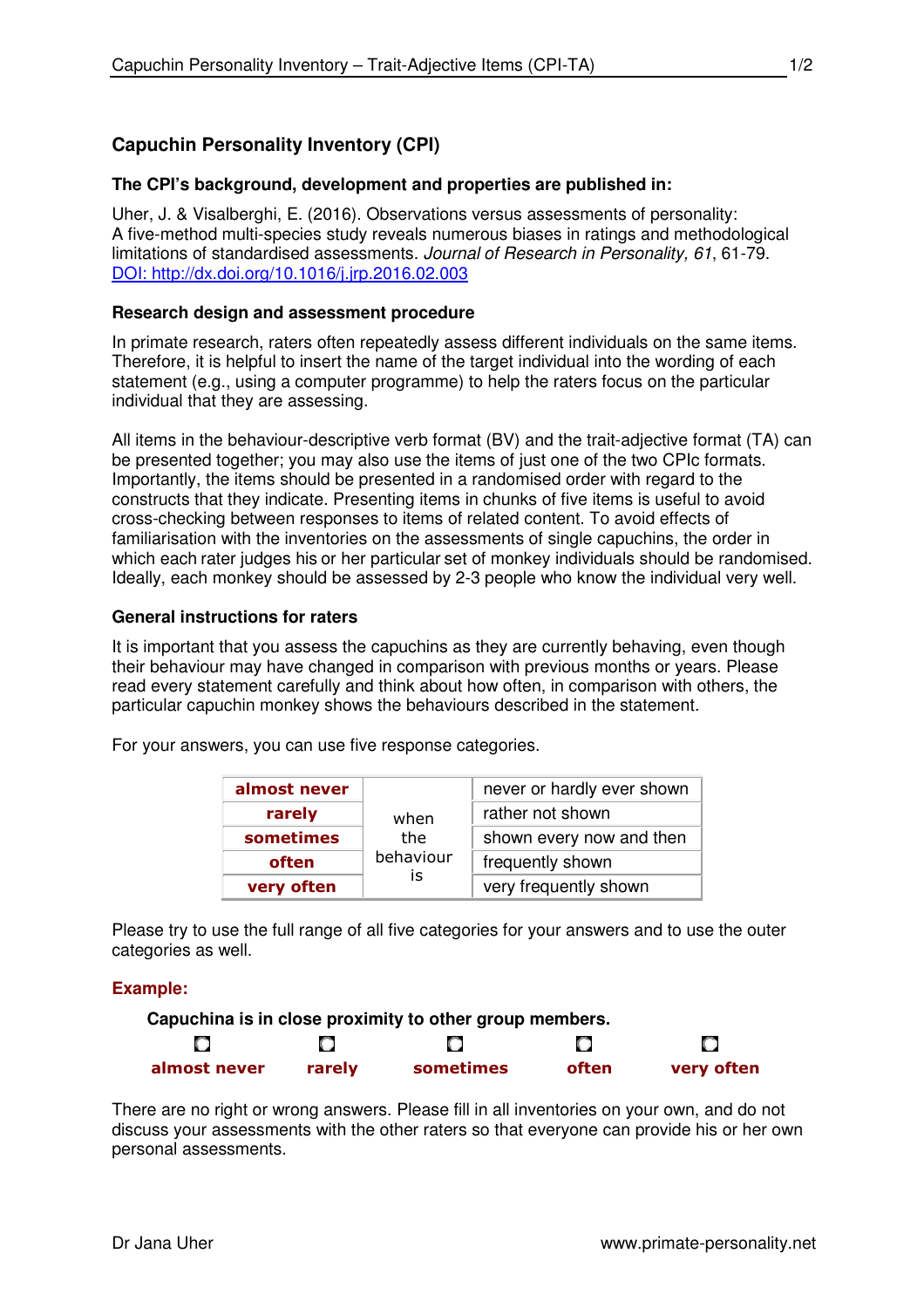# Capuchin Personality Inventory (CPI)

### The CPI's background, development and properties are published in:

Uher, J. & Visalberghi, E. (2016). Observations versus assessments of personality: A five-method multi-species study reveals numerous biases in ratings and methodological limitations of standardised assessments. *Journal of Research in Personality, 61*, 61-79. [DOI: http://dx.doi.org/10.1016/j.jrp.2016.02.003](http://dx.doi.org/10.1016/j.jrp.2016.02.003)

### Research design and assessment procedure

In primate research, raters often repeatedly assess different individuals on the same items. Therefore, it is helpful to insert the name of the target individual into the wording of each statement (e.g., using a computer programme) to help the raters focus on the particular individual that they are assessing.

All items in the behaviour-descriptive verb format (BV) and the trait-adjective format (TA) can be presented together; you may also use the items of just one of the two CPIc formats. Importantly, the items should be presented in a randomised order with regard to the constructs that they indicate. Presenting items in chunks of five items is useful to avoid cross-checking between responses to items of related content. To avoid effects of familiarisation with the inventories on the assessments of single capuchins, the order in which each rater judges his or her particular set of monkey individuals should be randomised. Ideally, each monkey should be assessed by 2-3 people who know the individual very well.

### General instructions for raters

It is important that you assess the capuchins as they are currently behaving, even though their behaviour may have changed in comparison with previous months or years. Please read every statement carefully and think about how often, in comparison with others, the particular capuchin monkey shows the behaviours described in the statement.

For your answers, you can use five response categories.

| | | |
|---|---|---|
| **almost never** | when the behaviour is | never or hardly ever shown |
| **rarely** | | rather not shown |
| **sometimes** | | shown every now and then |
| **often** | | frequently shown |
| **very often** | | very frequently shown |

Please try to use the full range of all five categories for your answers and to use the outer categories as well.

**Example:**

**Capuchina is in close proximity to other group members.**

| ○ | ○ | ○ | ○ | ○ |
|---|---|---|---|---|
| **almost never** | **rarely** | **sometimes** | **often** | **very often** |

There are no right or wrong answers. Please fill in all inventories on your own, and do not discuss your assessments with the other raters so that everyone can provide his or her own personal assessments.

Dr Jana Uher www.primate-personality.net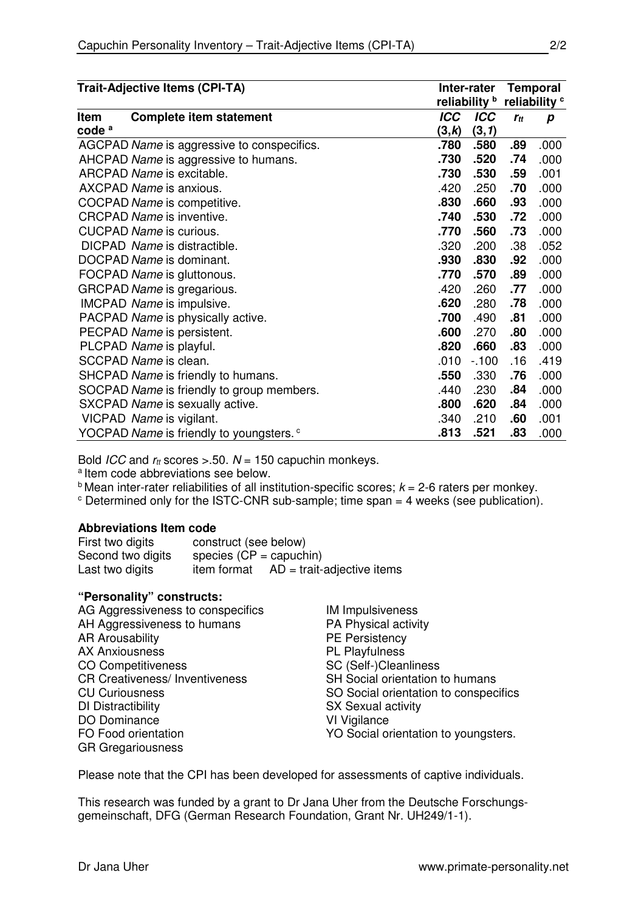| Trait-Adjective Items (CPI-TA) | | Inter-rater reliability [b] | | Temporal reliability [c] | |
|---|---|---|---|---|---|
| **Item code [a]** | **Complete item statement** | ***ICC* (3,*k*)** | ***ICC* (3,*1*)** | $r_{tt}$ | ***p*** |
| AGCPAD | *Name* is aggressive to conspecifics. | **.780** | **.580** | **.89** | .000 |
| AHCPAD | *Name* is aggressive to humans. | **.730** | **.520** | **.74** | .000 |
| ARCPAD | *Name* is excitable. | **.730** | **.530** | **.59** | .001 |
| AXCPAD | *Name* is anxious. | .420 | .250 | **.70** | .000 |
| COCPAD | *Name* is competitive. | **.830** | **.660** | **.93** | .000 |
| CRCPAD | *Name* is inventive. | **.740** | **.530** | **.72** | .000 |
| CUCPAD | *Name* is curious. | **.770** | **.560** | **.73** | .000 |
| DICPAD | *Name* is distractible. | .320 | .200 | .38 | .052 |
| DOCPAD | *Name* is dominant. | **.930** | **.830** | **.92** | .000 |
| FOCPAD | *Name* is gluttonous. | **.770** | **.570** | **.89** | .000 |
| GRCPAD | *Name* is gregarious. | .420 | .260 | **.77** | .000 |
| IMCPAD | *Name* is impulsive. | **.620** | .280 | **.78** | .000 |
| PACPAD | *Name* is physically active. | **.700** | .490 | **.81** | .000 |
| PECPAD | *Name* is persistent. | **.600** | .270 | **.80** | .000 |
| PLCPAD | *Name* is playful. | **.820** | **.660** | **.83** | .000 |
| SCCPAD | *Name* is clean. | .010 | -.100 | .16 | .419 |
| SHCPAD | *Name* is friendly to humans. | **.550** | .330 | **.76** | .000 |
| SOCPAD | *Name* is friendly to group members. | .440 | .230 | **.84** | .000 |
| SXCPAD | *Name* is sexually active. | **.800** | **.620** | **.84** | .000 |
| VICPAD | *Name* is vigilant. | .340 | .210 | **.60** | .001 |
| YOCPAD | *Name* is friendly to youngsters. [c] | **.813** | **.521** | **.83** | .000 |

Bold *ICC* and $r_{tt}$ scores >.50. *N* = 150 capuchin monkeys.

[a] Item code abbreviations see below.

[b] Mean inter-rater reliabilities of all institution-specific scores; *k* = 2-6 raters per monkey.

[c] Determined only for the ISTC-CNR sub-sample; time span = 4 weeks (see publication).

**Abbreviations Item code**

| | | |
|---|---|---|
| First two digits | construct (see below) | |
| Second two digits | species (CP = capuchin) | |
| Last two digits | item format | AD = trait-adjective items |

**"Personality" constructs:**

AG Aggressiveness to conspecifics
AH Aggressiveness to humans
AR Arousability
AX Anxiousness
CO Competitiveness
CR Creativeness/ Inventiveness
CU Curiousness
DI Distractibility
DO Dominance
FO Food orientation
GR Gregariousness
IM Impulsiveness
PA Physical activity
PE Persistency
PL Playfulness
SC (Self-)Cleanliness
SH Social orientation to humans
SO Social orientation to conspecifics
SX Sexual activity
VI Vigilance
YO Social orientation to youngsters.

Please note that the CPI has been developed for assessments of captive individuals.

This research was funded by a grant to Dr Jana Uher from the Deutsche Forschungsgemeinschaft, DFG (German Research Foundation, Grant Nr. UH249/1-1).

Dr Jana Uher www.primate-personality.net